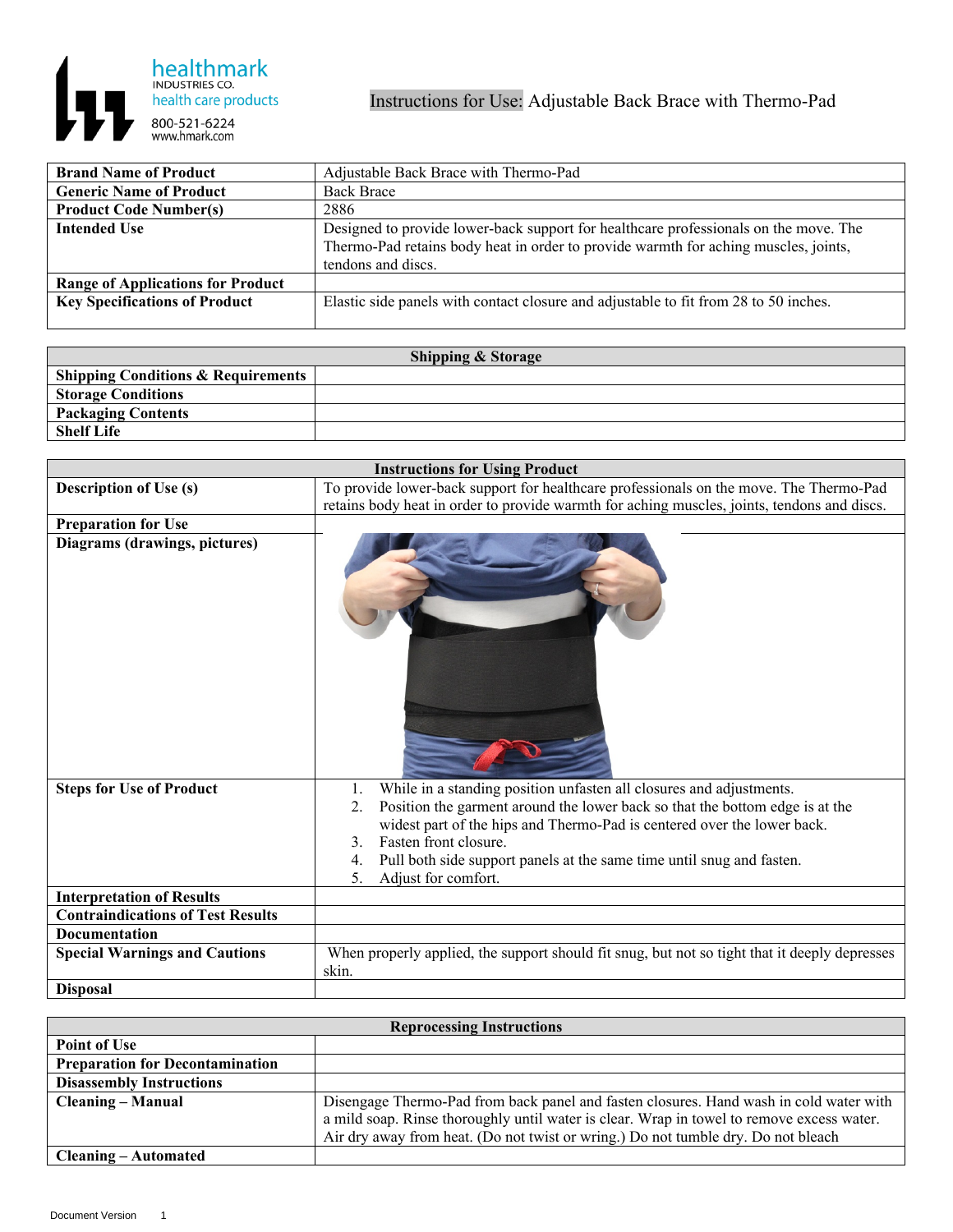healthmark INDUSTRIES CO. health care products
800-521-6224
www.hmark.com

# Instructions for Use: Adjustable Back Brace with Thermo-Pad

| **Brand Name of Product** | Adjustable Back Brace with Thermo-Pad |
|---|---|
| **Generic Name of Product** | Back Brace |
| **Product Code Number(s)** | 2886 |
| **Intended Use** | Designed to provide lower-back support for healthcare professionals on the move. The Thermo-Pad retains body heat in order to provide warmth for aching muscles, joints, tendons and discs. |
| **Range of Applications for Product** | |
| **Key Specifications of Product** | Elastic side panels with contact closure and adjustable to fit from 28 to 50 inches. |

| **Shipping & Storage** | |
|---|---|
| **Shipping Conditions & Requirements** | |
| **Storage Conditions** | |
| **Packaging Contents** | |
| **Shelf Life** | |

| **Instructions for Using Product** | |
|---|---|
| **Description of Use (s)** | To provide lower-back support for healthcare professionals on the move. The Thermo-Pad retains body heat in order to provide warmth for aching muscles, joints, tendons and discs. |
| **Preparation for Use** | |
| **Diagrams (drawings, pictures)** | |
| **Steps for Use of Product** | 1. While in a standing position unfasten all closures and adjustments. 2. Position the garment around the lower back so that the bottom edge is at the widest part of the hips and Thermo-Pad is centered over the lower back. 3. Fasten front closure. 4. Pull both side support panels at the same time until snug and fasten. 5. Adjust for comfort. |
| **Interpretation of Results** | |
| **Contraindications of Test Results** | |
| **Documentation** | |
| **Special Warnings and Cautions** | When properly applied, the support should fit snug, but not so tight that it deeply depresses skin. |
| **Disposal** | |

| **Reprocessing Instructions** | |
|---|---|
| **Point of Use** | |
| **Preparation for Decontamination** | |
| **Disassembly Instructions** | |
| **Cleaning – Manual** | Disengage Thermo-Pad from back panel and fasten closures. Hand wash in cold water with a mild soap. Rinse thoroughly until water is clear. Wrap in towel to remove excess water. Air dry away from heat. (Do not twist or wring.) Do not tumble dry. Do not bleach |
| **Cleaning – Automated** | |

Document Version 1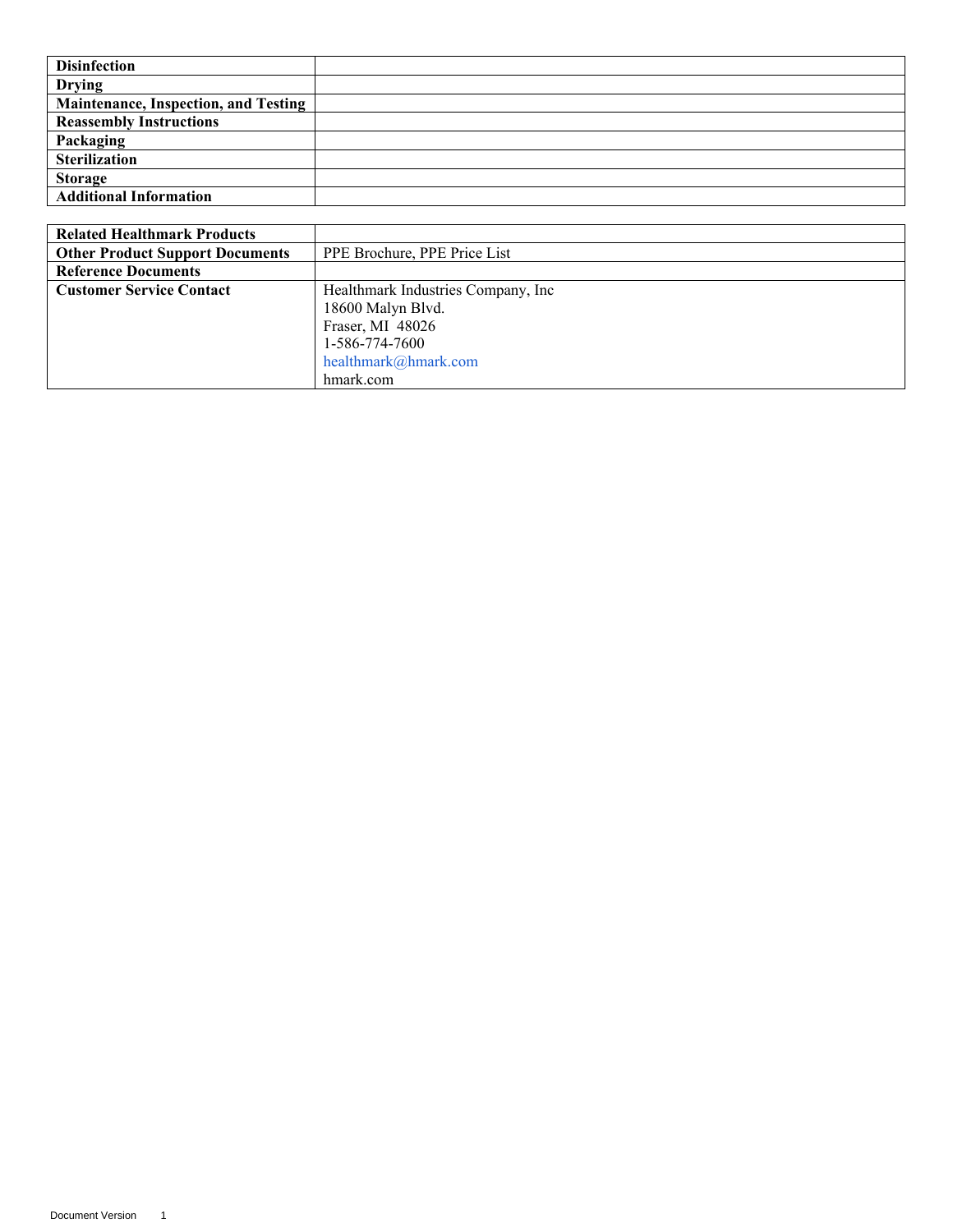| | |
|---|---|
| **Disinfection** | |
| **Drying** | |
| **Maintenance, Inspection, and Testing** | |
| **Reassembly Instructions** | |
| **Packaging** | |
| **Sterilization** | |
| **Storage** | |
| **Additional Information** | |

| | |
|---|---|
| **Related Healthmark Products** | |
| **Other Product Support Documents** | PPE Brochure, PPE Price List |
| **Reference Documents** | |
| **Customer Service Contact** | Healthmark Industries Company, Inc<br>18600 Malyn Blvd.<br>Fraser, MI 48026<br>1-586-774-7600<br>healthmark@hmark.com<br>hmark.com |

Document Version 1